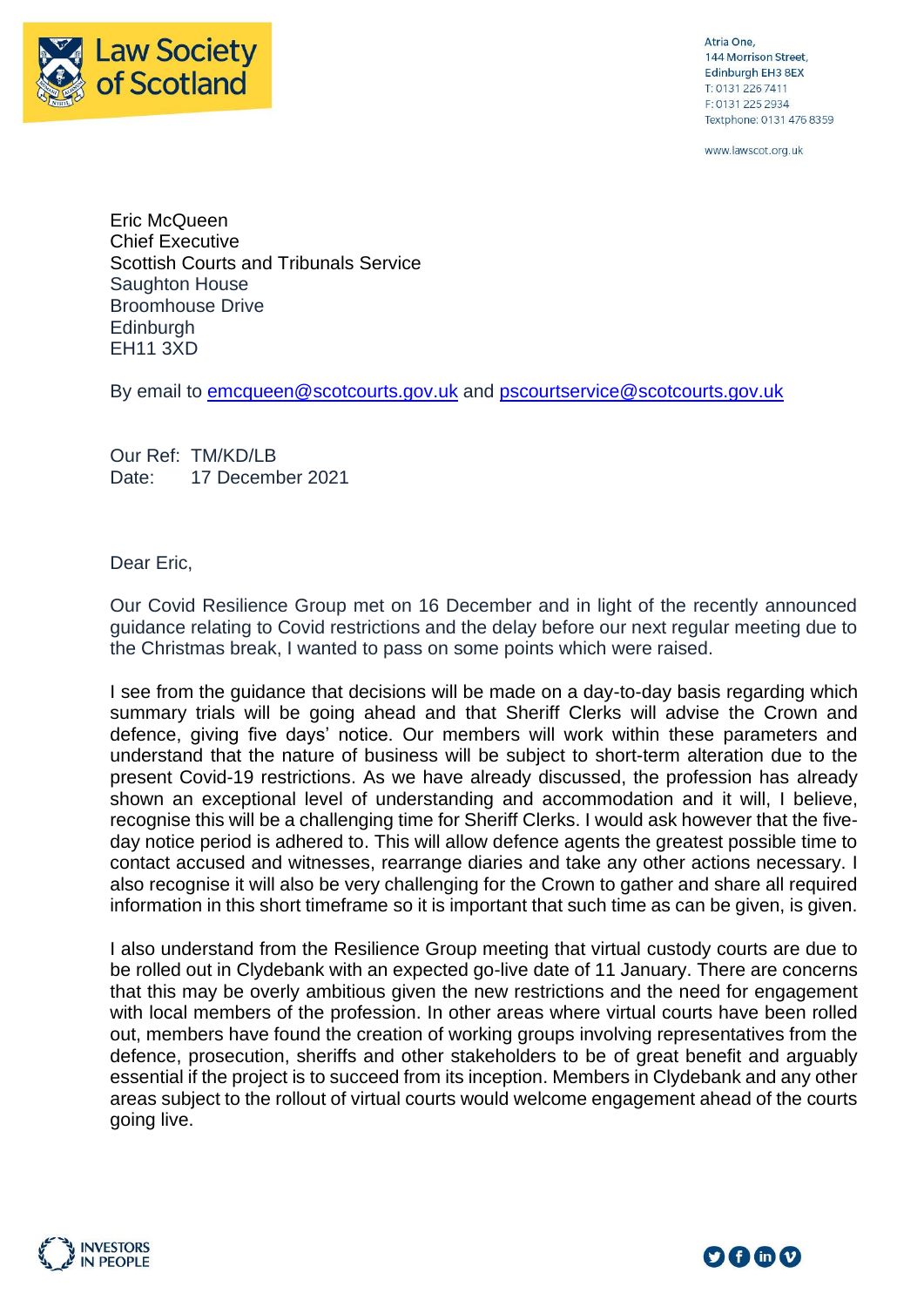Law Society of Scotland

Atria One,
144 Morrison Street,
Edinburgh EH3 8EX
T: 0131 226 7411
F: 0131 225 2934
Textphone: 0131 476 8359

www.lawscot.org.uk

Eric McQueen
Chief Executive
Scottish Courts and Tribunals Service
Saughton House
Broomhouse Drive
Edinburgh
EH11 3XD

By email to emcqueen@scotcourts.gov.uk and pscourtservice@scotcourts.gov.uk

Our Ref: TM/KD/LB
Date: 17 December 2021

Dear Eric,

Our Covid Resilience Group met on 16 December and in light of the recently announced guidance relating to Covid restrictions and the delay before our next regular meeting due to the Christmas break, I wanted to pass on some points which were raised.

I see from the guidance that decisions will be made on a day-to-day basis regarding which summary trials will be going ahead and that Sheriff Clerks will advise the Crown and defence, giving five days' notice. Our members will work within these parameters and understand that the nature of business will be subject to short-term alteration due to the present Covid-19 restrictions. As we have already discussed, the profession has already shown an exceptional level of understanding and accommodation and it will, I believe, recognise this will be a challenging time for Sheriff Clerks. I would ask however that the five-day notice period is adhered to. This will allow defence agents the greatest possible time to contact accused and witnesses, rearrange diaries and take any other actions necessary. I also recognise it will also be very challenging for the Crown to gather and share all required information in this short timeframe so it is important that such time as can be given, is given.

I also understand from the Resilience Group meeting that virtual custody courts are due to be rolled out in Clydebank with an expected go-live date of 11 January. There are concerns that this may be overly ambitious given the new restrictions and the need for engagement with local members of the profession. In other areas where virtual courts have been rolled out, members have found the creation of working groups involving representatives from the defence, prosecution, sheriffs and other stakeholders to be of great benefit and arguably essential if the project is to succeed from its inception. Members in Clydebank and any other areas subject to the rollout of virtual courts would welcome engagement ahead of the courts going live.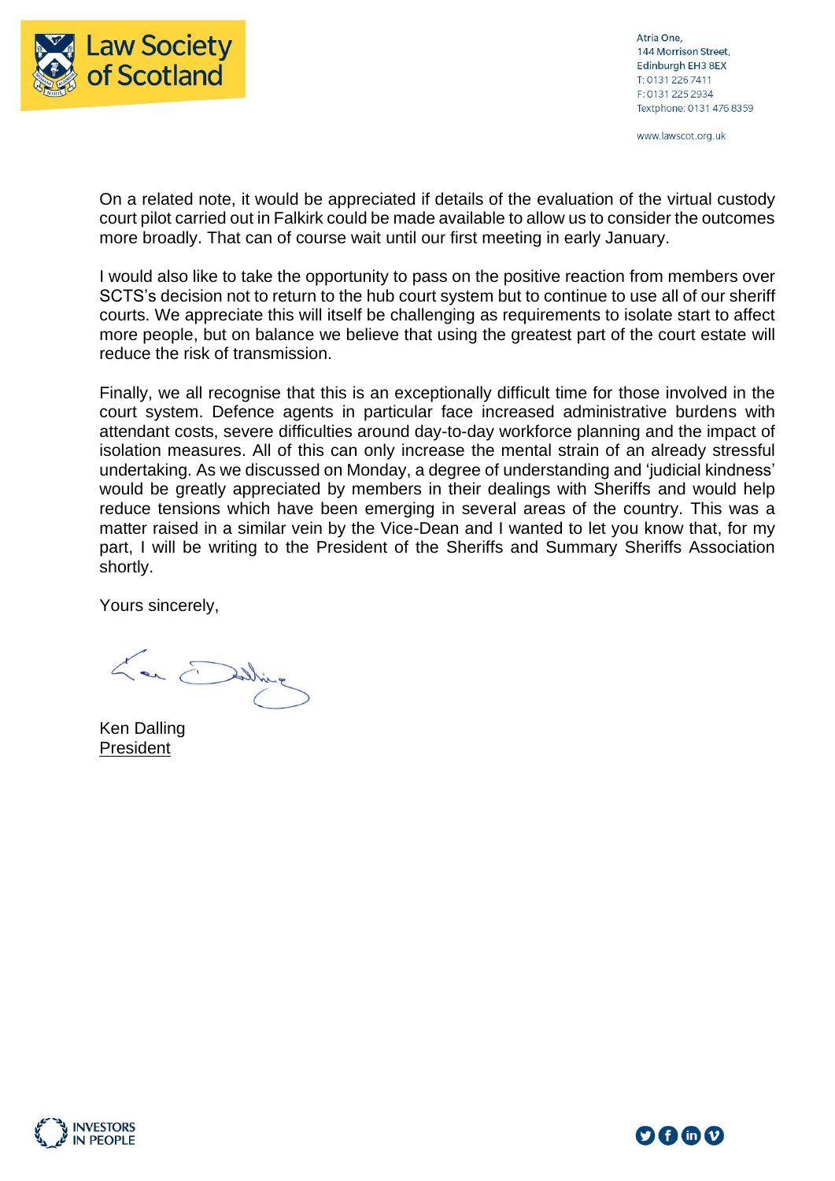Atria One,
144 Morrison Street,
Edinburgh EH3 8EX
T: 0131 226 7411
F: 0131 225 2934
Textphone: 0131 476 8359

www.lawscot.org.uk

On a related note, it would be appreciated if details of the evaluation of the virtual custody court pilot carried out in Falkirk could be made available to allow us to consider the outcomes more broadly. That can of course wait until our first meeting in early January.

I would also like to take the opportunity to pass on the positive reaction from members over SCTS's decision not to return to the hub court system but to continue to use all of our sheriff courts. We appreciate this will itself be challenging as requirements to isolate start to affect more people, but on balance we believe that using the greatest part of the court estate will reduce the risk of transmission.

Finally, we all recognise that this is an exceptionally difficult time for those involved in the court system. Defence agents in particular face increased administrative burdens with attendant costs, severe difficulties around day-to-day workforce planning and the impact of isolation measures. All of this can only increase the mental strain of an already stressful undertaking. As we discussed on Monday, a degree of understanding and 'judicial kindness' would be greatly appreciated by members in their dealings with Sheriffs and would help reduce tensions which have been emerging in several areas of the country. This was a matter raised in a similar vein by the Vice-Dean and I wanted to let you know that, for my part, I will be writing to the President of the Sheriffs and Summary Sheriffs Association shortly.

Yours sincerely,

Ken Dalling
President